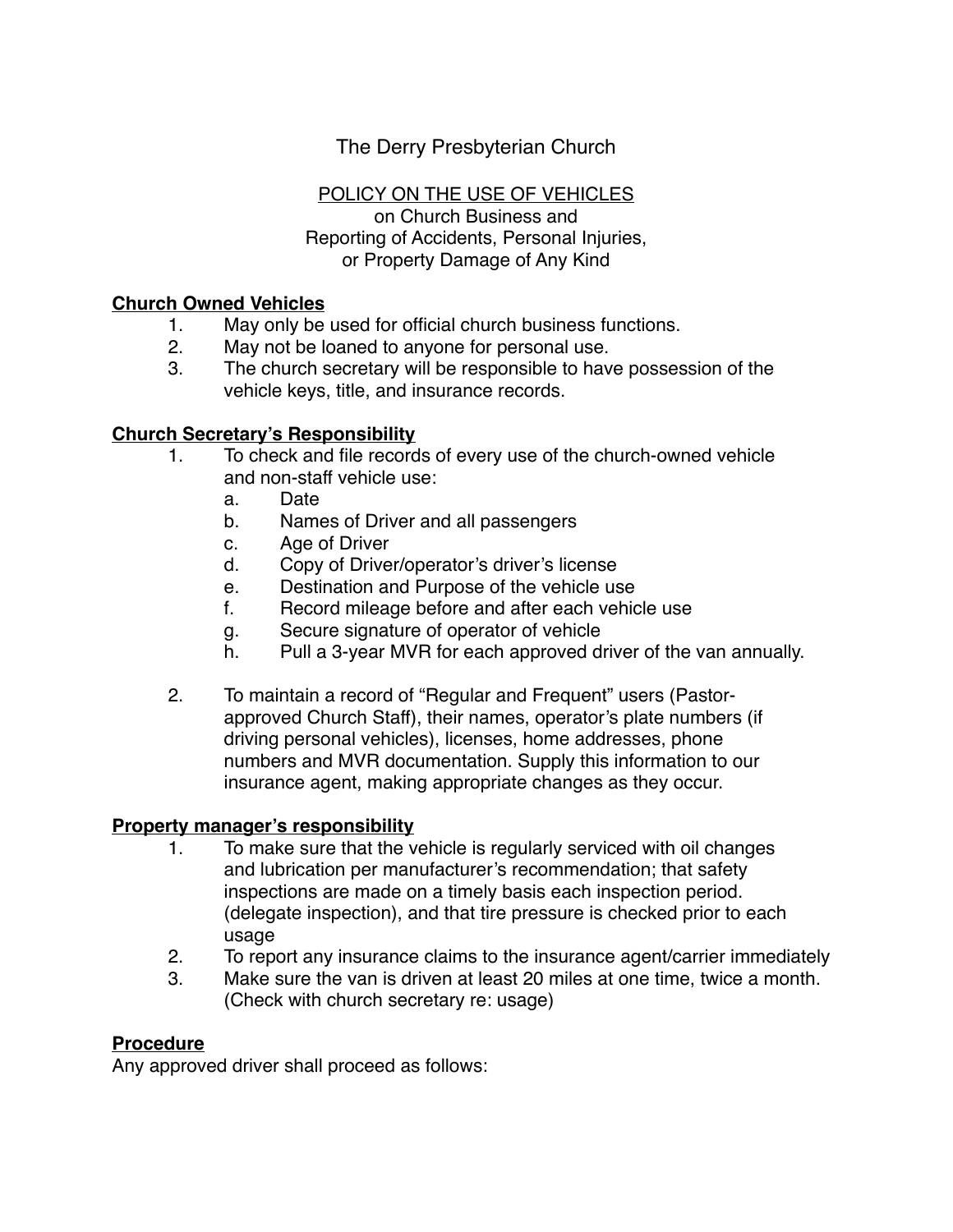# The Derry Presbyterian Church

## POLICY ON THE USE OF VEHICLES

on Church Business and
Reporting of Accidents, Personal Injuries,
or Property Damage of Any Kind

**Church Owned Vehicles**

1. May only be used for official church business functions.
2. May not be loaned to anyone for personal use.
3. The church secretary will be responsible to have possession of the vehicle keys, title, and insurance records.

**Church Secretary's Responsibility**

1. To check and file records of every use of the church-owned vehicle and non-staff vehicle use:
   a. Date
   b. Names of Driver and all passengers
   c. Age of Driver
   d. Copy of Driver/operator's driver's license
   e. Destination and Purpose of the vehicle use
   f. Record mileage before and after each vehicle use
   g. Secure signature of operator of vehicle
   h. Pull a 3-year MVR for each approved driver of the van annually.

2. To maintain a record of "Regular and Frequent" users (Pastor-approved Church Staff), their names, operator's plate numbers (if driving personal vehicles), licenses, home addresses, phone numbers and MVR documentation. Supply this information to our insurance agent, making appropriate changes as they occur.

**Property manager's responsibility**

1. To make sure that the vehicle is regularly serviced with oil changes and lubrication per manufacturer's recommendation; that safety inspections are made on a timely basis each inspection period. (delegate inspection), and that tire pressure is checked prior to each usage
2. To report any insurance claims to the insurance agent/carrier immediately
3. Make sure the van is driven at least 20 miles at one time, twice a month. (Check with church secretary re: usage)

**Procedure**

Any approved driver shall proceed as follows: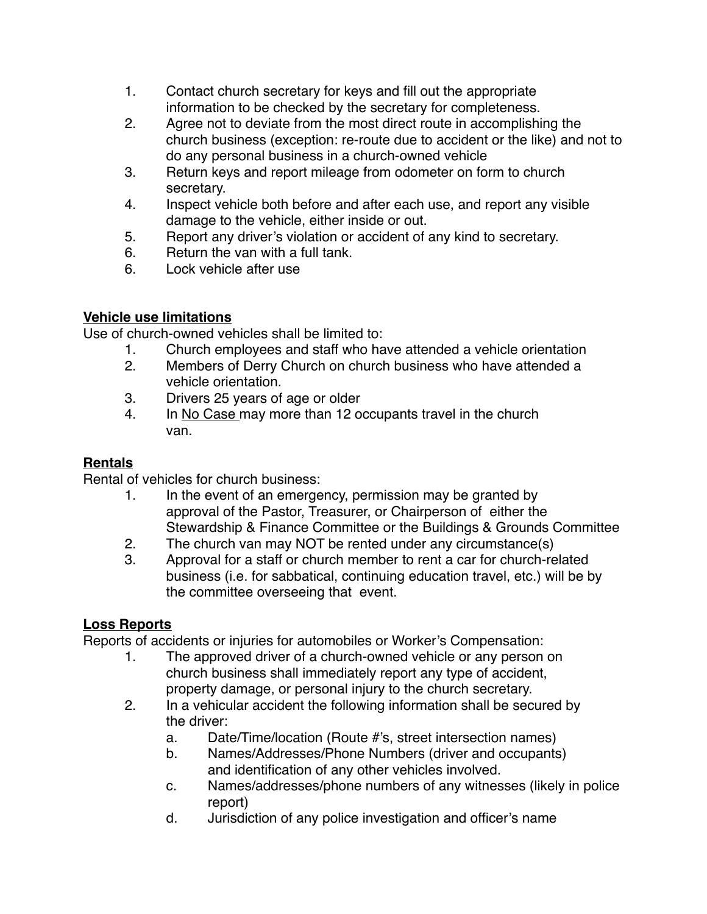1. Contact church secretary for keys and fill out the appropriate information to be checked by the secretary for completeness.
2. Agree not to deviate from the most direct route in accomplishing the church business (exception: re-route due to accident or the like) and not to do any personal business in a church-owned vehicle
3. Return keys and report mileage from odometer on form to church secretary.
4. Inspect vehicle both before and after each use, and report any visible damage to the vehicle, either inside or out.
5. Report any driver's violation or accident of any kind to secretary.
6. Return the van with a full tank.
6. Lock vehicle after use

**Vehicle use limitations**

Use of church-owned vehicles shall be limited to:

1. Church employees and staff who have attended a vehicle orientation
2. Members of Derry Church on church business who have attended a vehicle orientation.
3. Drivers 25 years of age or older
4. In No Case may more than 12 occupants travel in the church van.

**Rentals**

Rental of vehicles for church business:

1. In the event of an emergency, permission may be granted by approval of the Pastor, Treasurer, or Chairperson of either the Stewardship & Finance Committee or the Buildings & Grounds Committee
2. The church van may NOT be rented under any circumstance(s)
3. Approval for a staff or church member to rent a car for church-related business (i.e. for sabbatical, continuing education travel, etc.) will be by the committee overseeing that event.

**Loss Reports**

Reports of accidents or injuries for automobiles or Worker's Compensation:

1. The approved driver of a church-owned vehicle or any person on church business shall immediately report any type of accident, property damage, or personal injury to the church secretary.
2. In a vehicular accident the following information shall be secured by the driver:
   a. Date/Time/location (Route #'s, street intersection names)
   b. Names/Addresses/Phone Numbers (driver and occupants) and identification of any other vehicles involved.
   c. Names/addresses/phone numbers of any witnesses (likely in police report)
   d. Jurisdiction of any police investigation and officer's name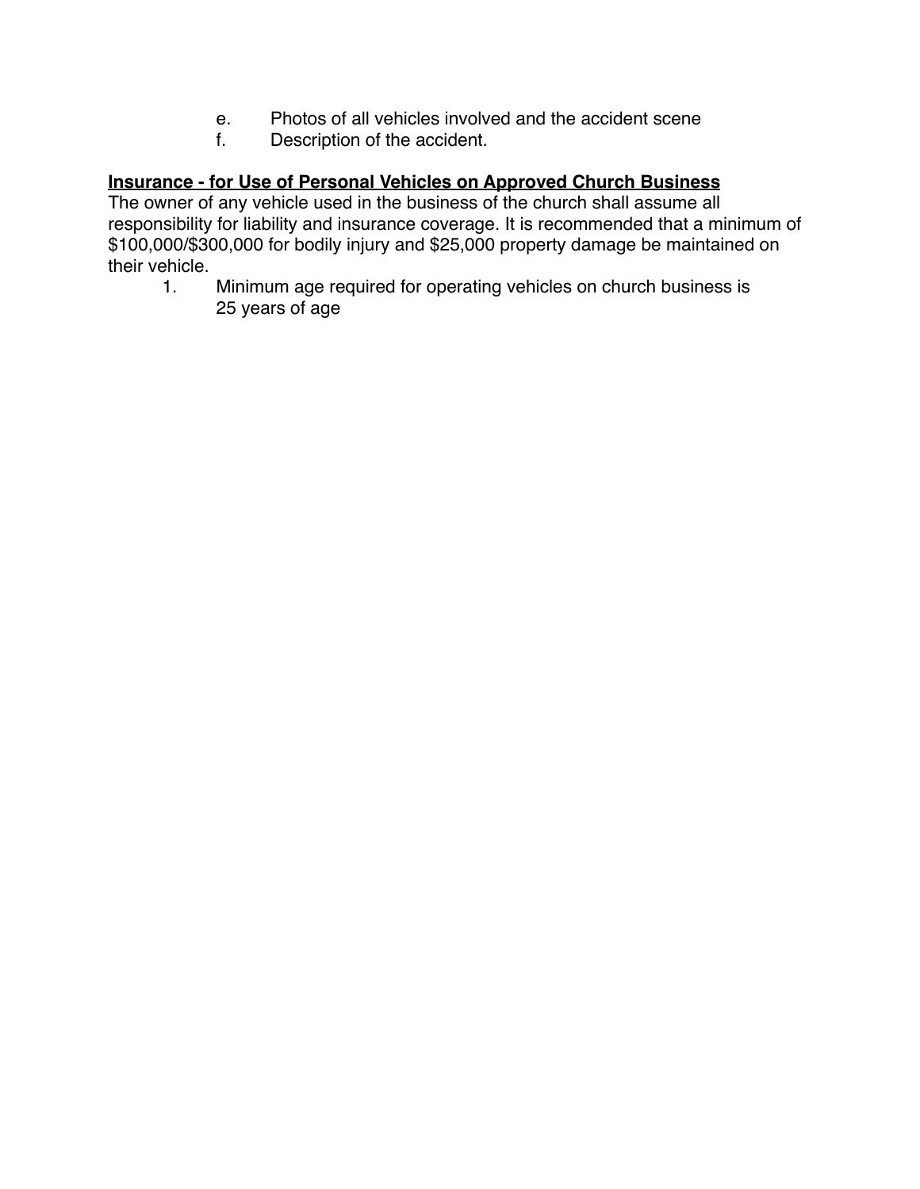e. Photos of all vehicles involved and the accident scene
f. Description of the accident.

**<u>Insurance - for Use of Personal Vehicles on Approved Church Business</u>**

The owner of any vehicle used in the business of the church shall assume all responsibility for liability and insurance coverage. It is recommended that a minimum of $100,000/$300,000 for bodily injury and $25,000 property damage be maintained on their vehicle.

1. Minimum age required for operating vehicles on church business is 25 years of age